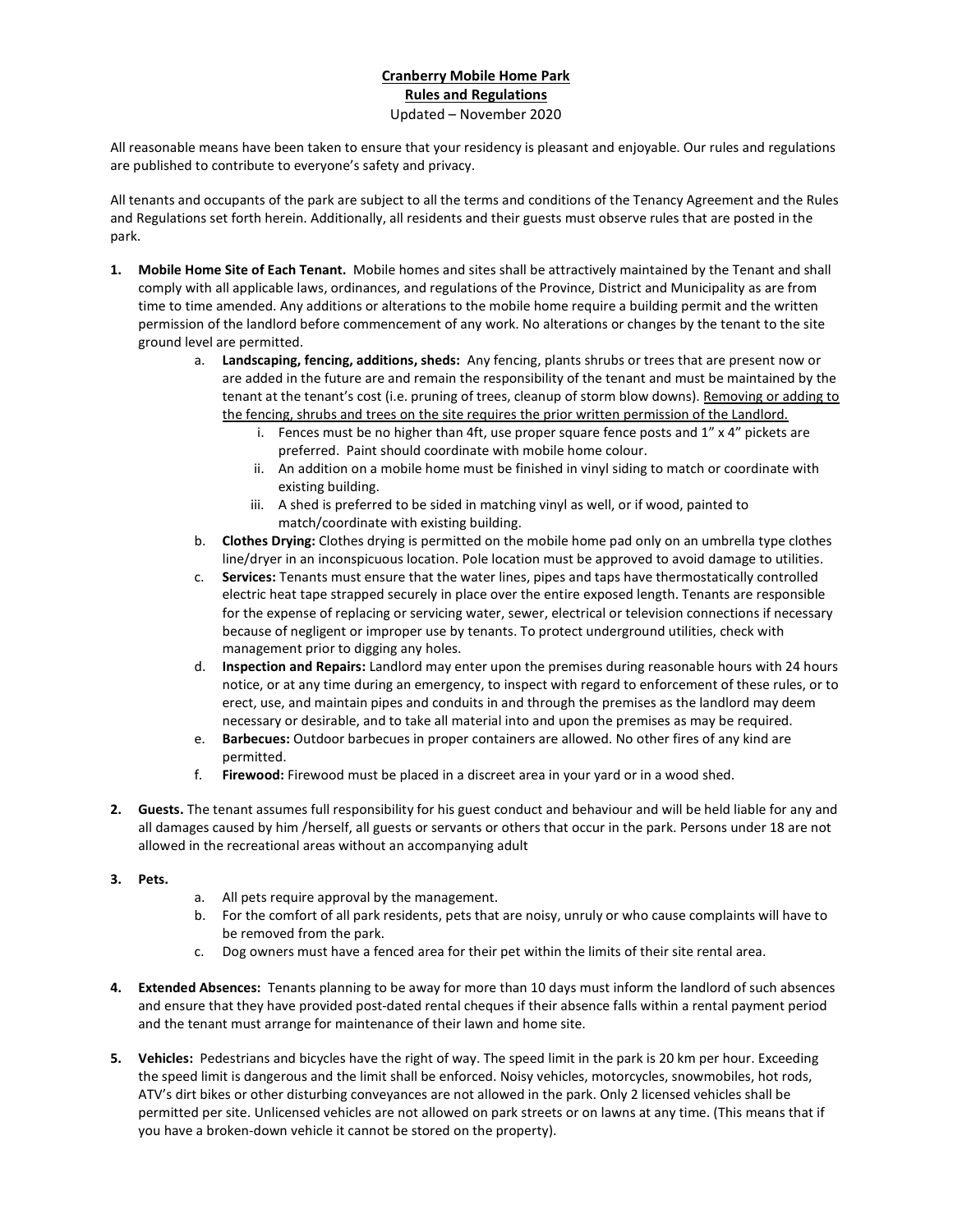**Cranberry Mobile Home Park**

**Rules and Regulations**

Updated – November 2020

All reasonable means have been taken to ensure that your residency is pleasant and enjoyable. Our rules and regulations are published to contribute to everyone's safety and privacy.

All tenants and occupants of the park are subject to all the terms and conditions of the Tenancy Agreement and the Rules and Regulations set forth herein. Additionally, all residents and their guests must observe rules that are posted in the park.

1. **Mobile Home Site of Each Tenant.** Mobile homes and sites shall be attractively maintained by the Tenant and shall comply with all applicable laws, ordinances, and regulations of the Province, District and Municipality as are from time to time amended. Any additions or alterations to the mobile home require a building permit and the written permission of the landlord before commencement of any work. No alterations or changes by the tenant to the site ground level are permitted.
    a. **Landscaping, fencing, additions, sheds:** Any fencing, plants shrubs or trees that are present now or are added in the future are and remain the responsibility of the tenant and must be maintained by the tenant at the tenant's cost (i.e. pruning of trees, cleanup of storm blow downs). <u>Removing or adding to the fencing, shrubs and trees on the site requires the prior written permission of the Landlord.</u>
        i. Fences must be no higher than 4ft, use proper square fence posts and 1" x 4" pickets are preferred. Paint should coordinate with mobile home colour.
        ii. An addition on a mobile home must be finished in vinyl siding to match or coordinate with existing building.
        iii. A shed is preferred to be sided in matching vinyl as well, or if wood, painted to match/coordinate with existing building.
    b. **Clothes Drying:** Clothes drying is permitted on the mobile home pad only on an umbrella type clothes line/dryer in an inconspicuous location. Pole location must be approved to avoid damage to utilities.
    c. **Services:** Tenants must ensure that the water lines, pipes and taps have thermostatically controlled electric heat tape strapped securely in place over the entire exposed length. Tenants are responsible for the expense of replacing or servicing water, sewer, electrical or television connections if necessary because of negligent or improper use by tenants. To protect underground utilities, check with management prior to digging any holes.
    d. **Inspection and Repairs:** Landlord may enter upon the premises during reasonable hours with 24 hours notice, or at any time during an emergency, to inspect with regard to enforcement of these rules, or to erect, use, and maintain pipes and conduits in and through the premises as the landlord may deem necessary or desirable, and to take all material into and upon the premises as may be required.
    e. **Barbecues:** Outdoor barbecues in proper containers are allowed. No other fires of any kind are permitted.
    f. **Firewood:** Firewood must be placed in a discreet area in your yard or in a wood shed.

2. **Guests.** The tenant assumes full responsibility for his guest conduct and behaviour and will be held liable for any and all damages caused by him /herself, all guests or servants or others that occur in the park. Persons under 18 are not allowed in the recreational areas without an accompanying adult

3. **Pets.**
    a. All pets require approval by the management.
    b. For the comfort of all park residents, pets that are noisy, unruly or who cause complaints will have to be removed from the park.
    c. Dog owners must have a fenced area for their pet within the limits of their site rental area.

4. **Extended Absences:** Tenants planning to be away for more than 10 days must inform the landlord of such absences and ensure that they have provided post-dated rental cheques if their absence falls within a rental payment period and the tenant must arrange for maintenance of their lawn and home site.

5. **Vehicles:** Pedestrians and bicycles have the right of way. The speed limit in the park is 20 km per hour. Exceeding the speed limit is dangerous and the limit shall be enforced. Noisy vehicles, motorcycles, snowmobiles, hot rods, ATV's dirt bikes or other disturbing conveyances are not allowed in the park. Only 2 licensed vehicles shall be permitted per site. Unlicensed vehicles are not allowed on park streets or on lawns at any time. (This means that if you have a broken-down vehicle it cannot be stored on the property).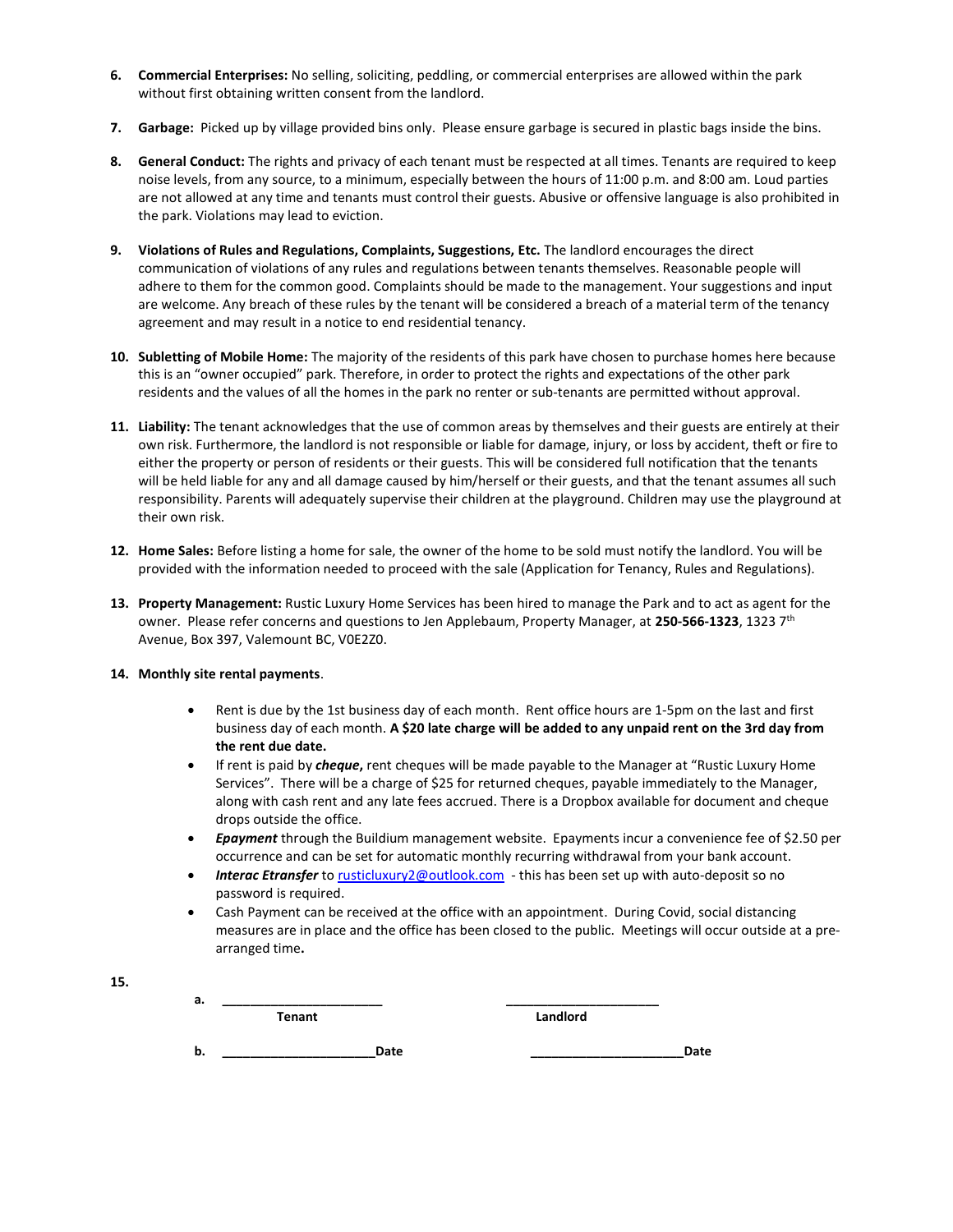6. **Commercial Enterprises:** No selling, soliciting, peddling, or commercial enterprises are allowed within the park without first obtaining written consent from the landlord.

7. **Garbage:** Picked up by village provided bins only. Please ensure garbage is secured in plastic bags inside the bins.

8. **General Conduct:** The rights and privacy of each tenant must be respected at all times. Tenants are required to keep noise levels, from any source, to a minimum, especially between the hours of 11:00 p.m. and 8:00 am. Loud parties are not allowed at any time and tenants must control their guests. Abusive or offensive language is also prohibited in the park. Violations may lead to eviction.

9. **Violations of Rules and Regulations, Complaints, Suggestions, Etc.** The landlord encourages the direct communication of violations of any rules and regulations between tenants themselves. Reasonable people will adhere to them for the common good. Complaints should be made to the management. Your suggestions and input are welcome. Any breach of these rules by the tenant will be considered a breach of a material term of the tenancy agreement and may result in a notice to end residential tenancy.

10. **Subletting of Mobile Home:** The majority of the residents of this park have chosen to purchase homes here because this is an "owner occupied" park. Therefore, in order to protect the rights and expectations of the other park residents and the values of all the homes in the park no renter or sub-tenants are permitted without approval.

11. **Liability:** The tenant acknowledges that the use of common areas by themselves and their guests are entirely at their own risk. Furthermore, the landlord is not responsible or liable for damage, injury, or loss by accident, theft or fire to either the property or person of residents or their guests. This will be considered full notification that the tenants will be held liable for any and all damage caused by him/herself or their guests, and that the tenant assumes all such responsibility. Parents will adequately supervise their children at the playground. Children may use the playground at their own risk.

12. **Home Sales:** Before listing a home for sale, the owner of the home to be sold must notify the landlord. You will be provided with the information needed to proceed with the sale (Application for Tenancy, Rules and Regulations).

13. **Property Management:** Rustic Luxury Home Services has been hired to manage the Park and to act as agent for the owner. Please refer concerns and questions to Jen Applebaum, Property Manager, at **250-566-1323**, 1323 7th Avenue, Box 397, Valemount BC, V0E2Z0.

14. **Monthly site rental payments**.

    - Rent is due by the 1st business day of each month. Rent office hours are 1-5pm on the last and first business day of each month. **A $20 late charge will be added to any unpaid rent on the 3rd day from the rent due date.**
    - If rent is paid by ***cheque***, rent cheques will be made payable to the Manager at "Rustic Luxury Home Services". There will be a charge of $25 for returned cheques, payable immediately to the Manager, along with cash rent and any late fees accrued. There is a Dropbox available for document and cheque drops outside the office.
    - ***Epayment*** through the Buildium management website. Epayments incur a convenience fee of $2.50 per occurrence and can be set for automatic monthly recurring withdrawal from your bank account.
    - ***Interac Etransfer*** to rusticluxury2@outlook.com - this has been set up with auto-deposit so no password is required.
    - Cash Payment can be received at the office with an appointment. During Covid, social distancing measures are in place and the office has been closed to the public. Meetings will occur outside at a pre-arranged time**.**

15.

    a. ______________________ **Tenant** ______________________ **Landlord**

    b. ______________________ **Date** ______________________ **Date**